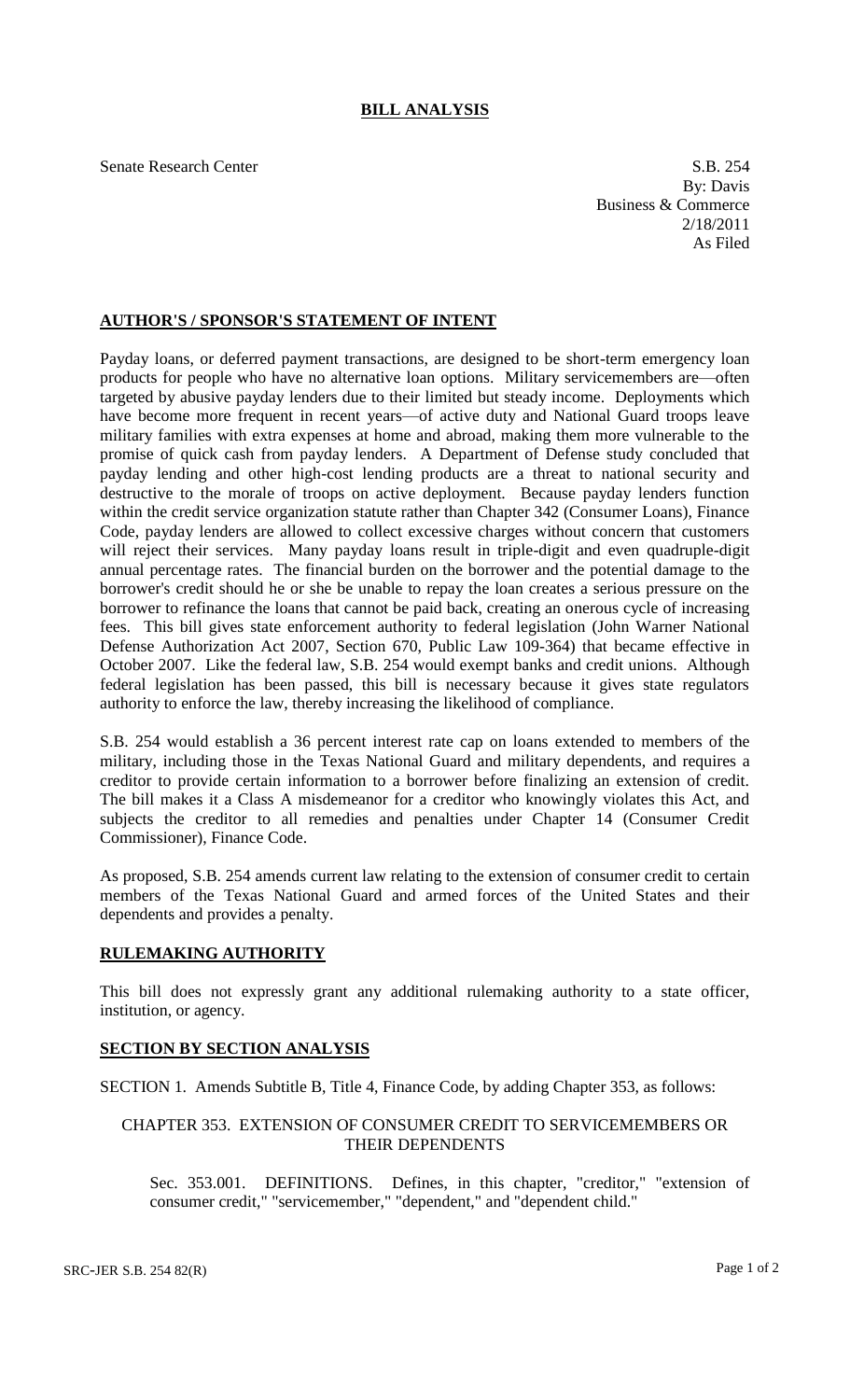# BILL ANALYSIS

Senate Research Center

S.B. 254
By: Davis
Business & Commerce
2/18/2011
As Filed

## AUTHOR'S / SPONSOR'S STATEMENT OF INTENT

Payday loans, or deferred payment transactions, are designed to be short-term emergency loan products for people who have no alternative loan options. Military servicemembers are—often targeted by abusive payday lenders due to their limited but steady income. Deployments which have become more frequent in recent years—of active duty and National Guard troops leave military families with extra expenses at home and abroad, making them more vulnerable to the promise of quick cash from payday lenders. A Department of Defense study concluded that payday lending and other high-cost lending products are a threat to national security and destructive to the morale of troops on active deployment. Because payday lenders function within the credit service organization statute rather than Chapter 342 (Consumer Loans), Finance Code, payday lenders are allowed to collect excessive charges without concern that customers will reject their services. Many payday loans result in triple-digit and even quadruple-digit annual percentage rates. The financial burden on the borrower and the potential damage to the borrower's credit should he or she be unable to repay the loan creates a serious pressure on the borrower to refinance the loans that cannot be paid back, creating an onerous cycle of increasing fees. This bill gives state enforcement authority to federal legislation (John Warner National Defense Authorization Act 2007, Section 670, Public Law 109-364) that became effective in October 2007. Like the federal law, S.B. 254 would exempt banks and credit unions. Although federal legislation has been passed, this bill is necessary because it gives state regulators authority to enforce the law, thereby increasing the likelihood of compliance.

S.B. 254 would establish a 36 percent interest rate cap on loans extended to members of the military, including those in the Texas National Guard and military dependents, and requires a creditor to provide certain information to a borrower before finalizing an extension of credit. The bill makes it a Class A misdemeanor for a creditor who knowingly violates this Act, and subjects the creditor to all remedies and penalties under Chapter 14 (Consumer Credit Commissioner), Finance Code.

As proposed, S.B. 254 amends current law relating to the extension of consumer credit to certain members of the Texas National Guard and armed forces of the United States and their dependents and provides a penalty.

## RULEMAKING AUTHORITY

This bill does not expressly grant any additional rulemaking authority to a state officer, institution, or agency.

## SECTION BY SECTION ANALYSIS

SECTION 1. Amends Subtitle B, Title 4, Finance Code, by adding Chapter 353, as follows:

CHAPTER 353. EXTENSION OF CONSUMER CREDIT TO SERVICEMEMBERS OR THEIR DEPENDENTS

Sec. 353.001. DEFINITIONS. Defines, in this chapter, "creditor," "extension of consumer credit," "servicemember," "dependent," and "dependent child."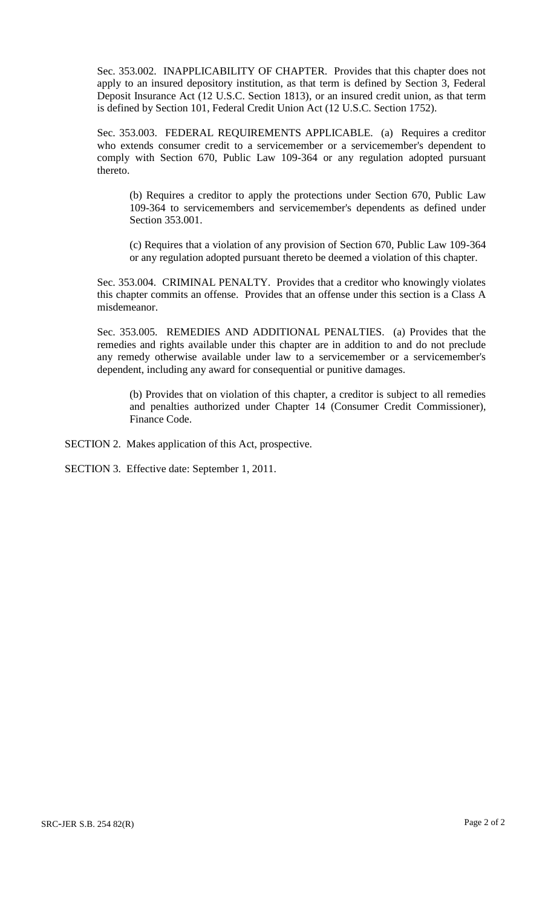Sec. 353.002. INAPPLICABILITY OF CHAPTER. Provides that this chapter does not apply to an insured depository institution, as that term is defined by Section 3, Federal Deposit Insurance Act (12 U.S.C. Section 1813), or an insured credit union, as that term is defined by Section 101, Federal Credit Union Act (12 U.S.C. Section 1752).

Sec. 353.003. FEDERAL REQUIREMENTS APPLICABLE. (a) Requires a creditor who extends consumer credit to a servicemember or a servicemember's dependent to comply with Section 670, Public Law 109-364 or any regulation adopted pursuant thereto.

(b) Requires a creditor to apply the protections under Section 670, Public Law 109-364 to servicemembers and servicemember's dependents as defined under Section 353.001.

(c) Requires that a violation of any provision of Section 670, Public Law 109-364 or any regulation adopted pursuant thereto be deemed a violation of this chapter.

Sec. 353.004. CRIMINAL PENALTY. Provides that a creditor who knowingly violates this chapter commits an offense. Provides that an offense under this section is a Class A misdemeanor.

Sec. 353.005. REMEDIES AND ADDITIONAL PENALTIES. (a) Provides that the remedies and rights available under this chapter are in addition to and do not preclude any remedy otherwise available under law to a servicemember or a servicemember's dependent, including any award for consequential or punitive damages.

(b) Provides that on violation of this chapter, a creditor is subject to all remedies and penalties authorized under Chapter 14 (Consumer Credit Commissioner), Finance Code.

SECTION 2. Makes application of this Act, prospective.

SECTION 3. Effective date: September 1, 2011.